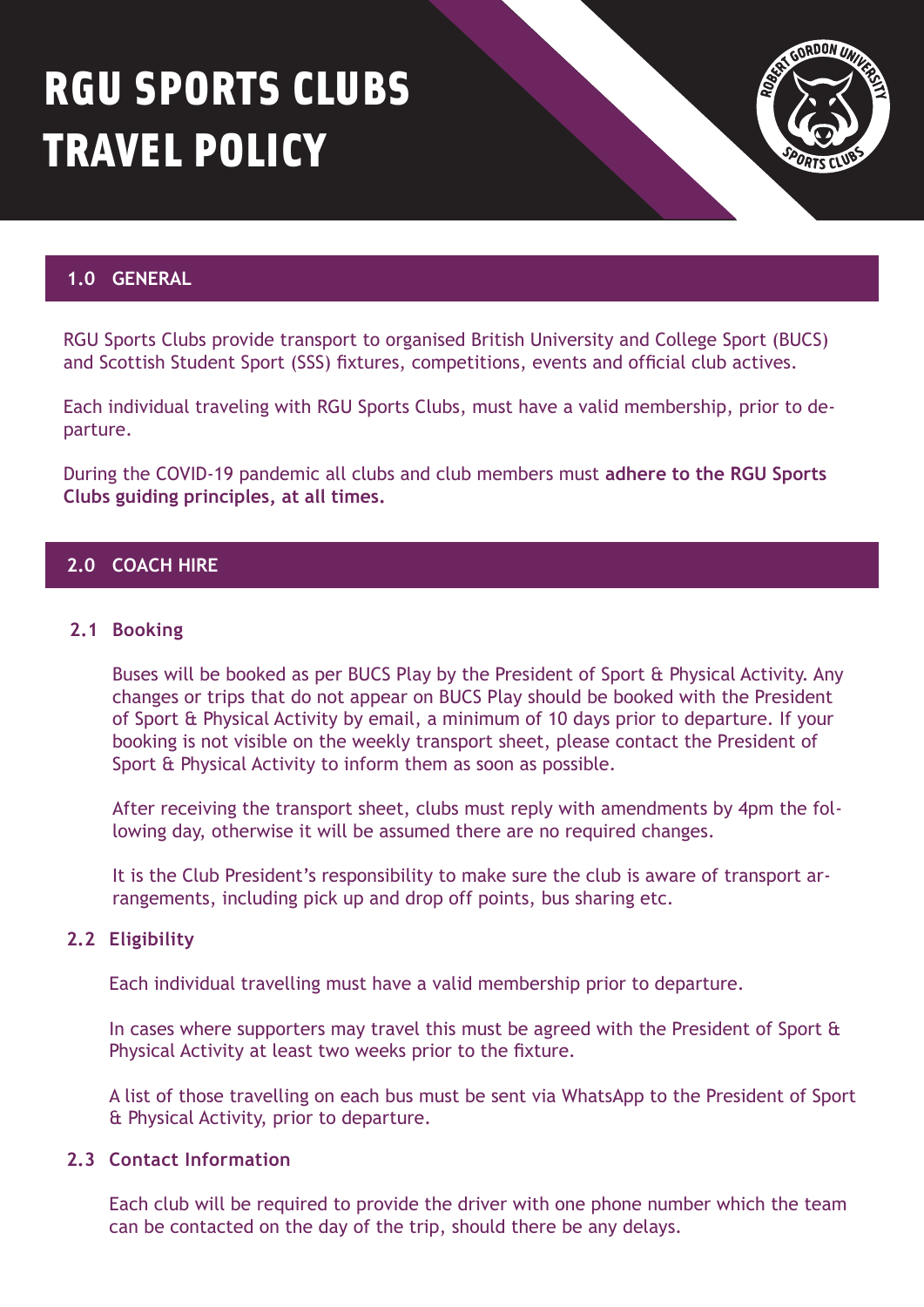# RGU SPORTS CLUBS TRAVEL POLICY

## 1.0 GENERAL

RGU Sports Clubs provide transport to organised British University and College Sport (BUCS) and Scottish Student Sport (SSS) fixtures, competitions, events and official club actives.

Each individual traveling with RGU Sports Clubs, must have a valid membership, prior to departure.

During the COVID-19 pandemic all clubs and club members must **adhere to the RGU Sports Clubs guiding principles, at all times.**

## 2.0 COACH HIRE

### 2.1 Booking

Buses will be booked as per BUCS Play by the President of Sport & Physical Activity. Any changes or trips that do not appear on BUCS Play should be booked with the President of Sport & Physical Activity by email, a minimum of 10 days prior to departure. If your booking is not visible on the weekly transport sheet, please contact the President of Sport & Physical Activity to inform them as soon as possible.

After receiving the transport sheet, clubs must reply with amendments by 4pm the following day, otherwise it will be assumed there are no required changes.

It is the Club President's responsibility to make sure the club is aware of transport arrangements, including pick up and drop off points, bus sharing etc.

### 2.2 Eligibility

Each individual travelling must have a valid membership prior to departure.

In cases where supporters may travel this must be agreed with the President of Sport & Physical Activity at least two weeks prior to the fixture.

A list of those travelling on each bus must be sent via WhatsApp to the President of Sport & Physical Activity, prior to departure.

### 2.3 Contact Information

Each club will be required to provide the driver with one phone number which the team can be contacted on the day of the trip, should there be any delays.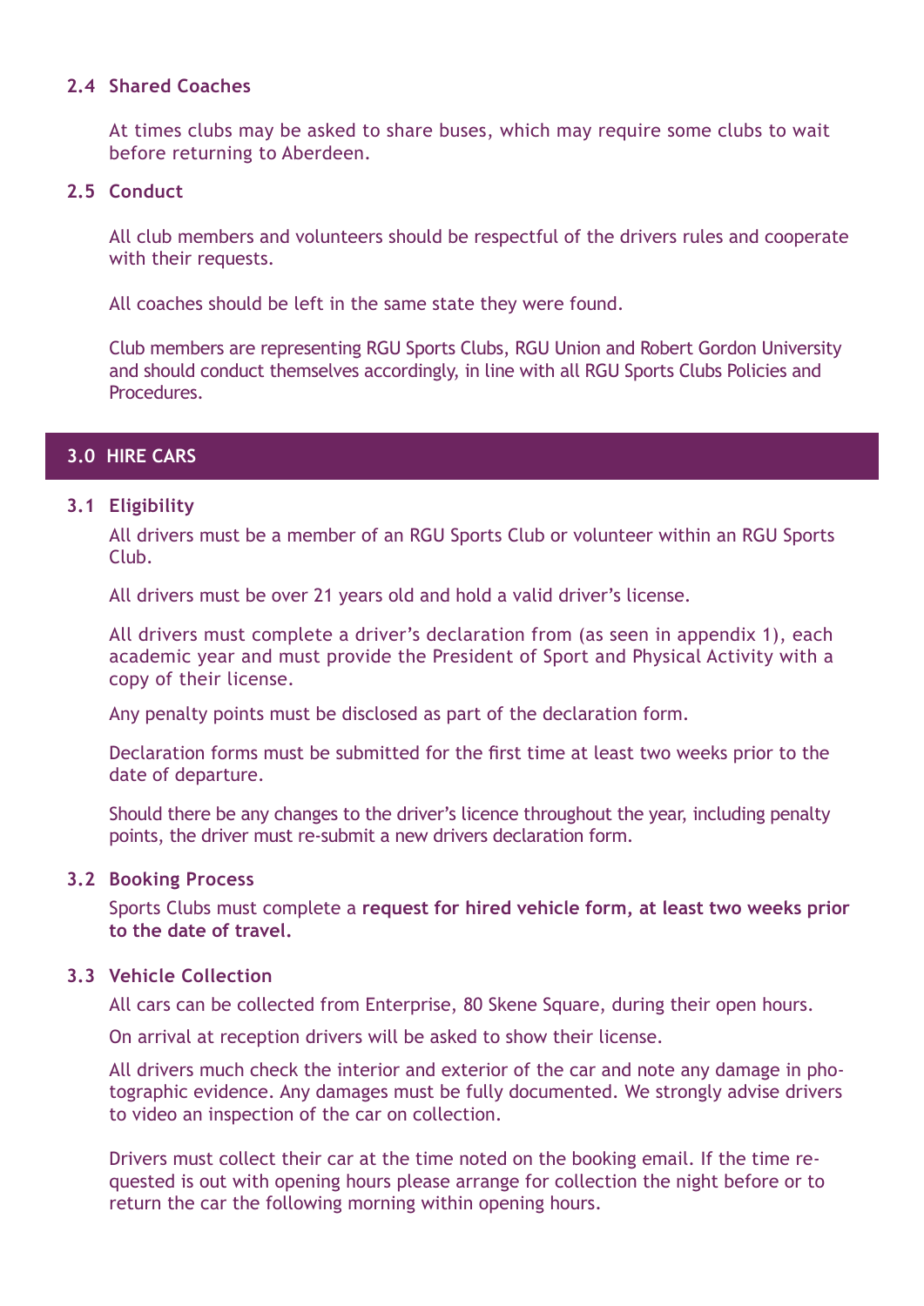### 2.4 Shared Coaches

At times clubs may be asked to share buses, which may require some clubs to wait before returning to Aberdeen.

### 2.5 Conduct

All club members and volunteers should be respectful of the drivers rules and cooperate with their requests.

All coaches should be left in the same state they were found.

Club members are representing RGU Sports Clubs, RGU Union and Robert Gordon University and should conduct themselves accordingly, in line with all RGU Sports Clubs Policies and Procedures.

## 3.0 HIRE CARS

### 3.1 Eligibility

All drivers must be a member of an RGU Sports Club or volunteer within an RGU Sports Club.

All drivers must be over 21 years old and hold a valid driver's license.

All drivers must complete a driver's declaration from (as seen in appendix 1), each academic year and must provide the President of Sport and Physical Activity with a copy of their license.

Any penalty points must be disclosed as part of the declaration form.

Declaration forms must be submitted for the first time at least two weeks prior to the date of departure.

Should there be any changes to the driver's licence throughout the year, including penalty points, the driver must re-submit a new drivers declaration form.

### 3.2 Booking Process

Sports Clubs must complete a **request for hired vehicle form, at least two weeks prior to the date of travel.**

### 3.3 Vehicle Collection

All cars can be collected from Enterprise, 80 Skene Square, during their open hours.

On arrival at reception drivers will be asked to show their license.

All drivers much check the interior and exterior of the car and note any damage in photographic evidence. Any damages must be fully documented. We strongly advise drivers to video an inspection of the car on collection.

Drivers must collect their car at the time noted on the booking email. If the time requested is out with opening hours please arrange for collection the night before or to return the car the following morning within opening hours.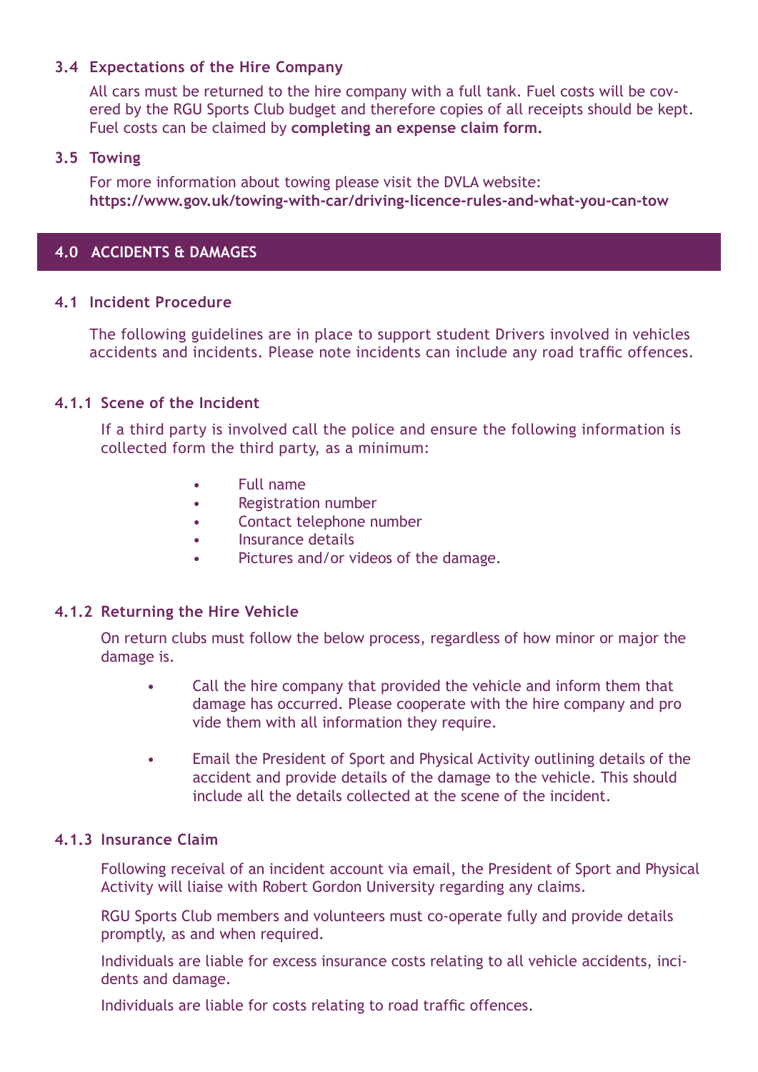### 3.4 Expectations of the Hire Company

All cars must be returned to the hire company with a full tank. Fuel costs will be covered by the RGU Sports Club budget and therefore copies of all receipts should be kept. Fuel costs can be claimed by **completing an expense claim form.**

### 3.5 Towing

For more information about towing please visit the DVLA website:
**https://www.gov.uk/towing-with-car/driving-licence-rules-and-what-you-can-tow**

## 4.0 ACCIDENTS & DAMAGES

### 4.1 Incident Procedure

The following guidelines are in place to support student Drivers involved in vehicles accidents and incidents. Please note incidents can include any road traffic offences.

#### 4.1.1 Scene of the Incident

If a third party is involved call the police and ensure the following information is collected form the third party, as a minimum:

- Full name
- Registration number
- Contact telephone number
- Insurance details
- Pictures and/or videos of the damage.

#### 4.1.2 Returning the Hire Vehicle

On return clubs must follow the below process, regardless of how minor or major the damage is.

- Call the hire company that provided the vehicle and inform them that damage has occurred. Please cooperate with the hire company and provide them with all information they require.
- Email the President of Sport and Physical Activity outlining details of the accident and provide details of the damage to the vehicle. This should include all the details collected at the scene of the incident.

#### 4.1.3 Insurance Claim

Following receival of an incident account via email, the President of Sport and Physical Activity will liaise with Robert Gordon University regarding any claims.

RGU Sports Club members and volunteers must co-operate fully and provide details promptly, as and when required.

Individuals are liable for excess insurance costs relating to all vehicle accidents, incidents and damage.

Individuals are liable for costs relating to road traffic offences.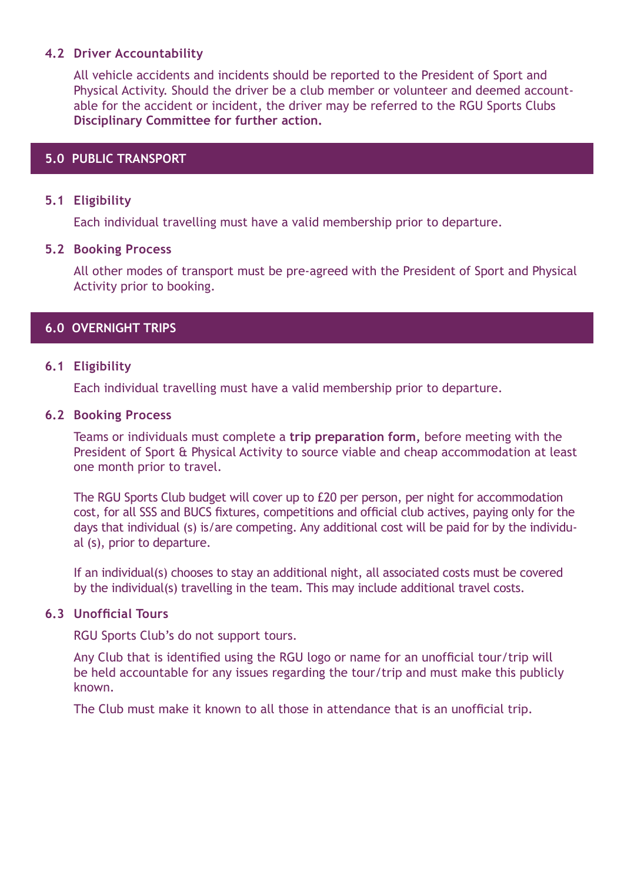### 4.2 Driver Accountability

All vehicle accidents and incidents should be reported to the President of Sport and Physical Activity. Should the driver be a club member or volunteer and deemed accountable for the accident or incident, the driver may be referred to the RGU Sports Clubs **Disciplinary Committee for further action.**

## 5.0 PUBLIC TRANSPORT

### 5.1 Eligibility

Each individual travelling must have a valid membership prior to departure.

### 5.2 Booking Process

All other modes of transport must be pre-agreed with the President of Sport and Physical Activity prior to booking.

## 6.0 OVERNIGHT TRIPS

### 6.1 Eligibility

Each individual travelling must have a valid membership prior to departure.

### 6.2 Booking Process

Teams or individuals must complete a **trip preparation form,** before meeting with the President of Sport & Physical Activity to source viable and cheap accommodation at least one month prior to travel.

The RGU Sports Club budget will cover up to £20 per person, per night for accommodation cost, for all SSS and BUCS fixtures, competitions and official club actives, paying only for the days that individual (s) is/are competing. Any additional cost will be paid for by the individual (s), prior to departure.

If an individual(s) chooses to stay an additional night, all associated costs must be covered by the individual(s) travelling in the team. This may include additional travel costs.

### 6.3 Unofficial Tours

RGU Sports Club's do not support tours.

Any Club that is identified using the RGU logo or name for an unofficial tour/trip will be held accountable for any issues regarding the tour/trip and must make this publicly known.

The Club must make it known to all those in attendance that is an unofficial trip.